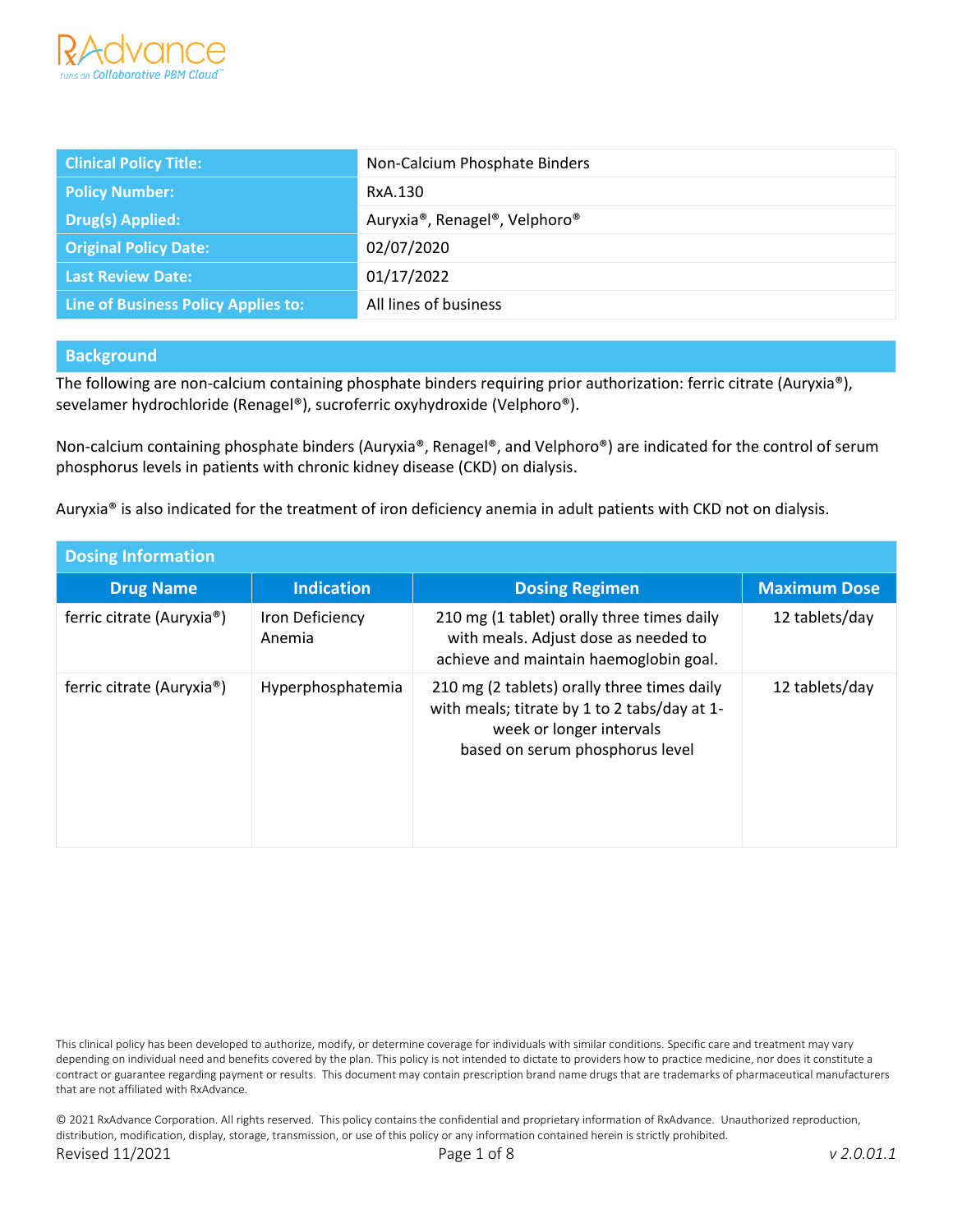| Clinical Policy Title: | Non-Calcium Phosphate Binders |
|---|---|
| Policy Number: | RxA.130 |
| Drug(s) Applied: | Auryxia®, Renagel®, Velphoro® |
| Original Policy Date: | 02/07/2020 |
| Last Review Date: | 01/17/2022 |
| Line of Business Policy Applies to: | All lines of business |

## Background

The following are non-calcium containing phosphate binders requiring prior authorization: ferric citrate (Auryxia®), sevelamer hydrochloride (Renagel®), sucroferric oxyhydroxide (Velphoro®).

Non-calcium containing phosphate binders (Auryxia®, Renagel®, and Velphoro®) are indicated for the control of serum phosphorus levels in patients with chronic kidney disease (CKD) on dialysis.

Auryxia® is also indicated for the treatment of iron deficiency anemia in adult patients with CKD not on dialysis.

## Dosing Information

| Drug Name | Indication | Dosing Regimen | Maximum Dose |
|---|---|---|---|
| ferric citrate (Auryxia®) | Iron Deficiency Anemia | 210 mg (1 tablet) orally three times daily with meals. Adjust dose as needed to achieve and maintain haemoglobin goal. | 12 tablets/day |
| ferric citrate (Auryxia®) | Hyperphosphatemia | 210 mg (2 tablets) orally three times daily with meals; titrate by 1 to 2 tabs/day at 1-week or longer intervals based on serum phosphorus level | 12 tablets/day |

This clinical policy has been developed to authorize, modify, or determine coverage for individuals with similar conditions. Specific care and treatment may vary depending on individual need and benefits covered by the plan. This policy is not intended to dictate to providers how to practice medicine, nor does it constitute a contract or guarantee regarding payment or results. This document may contain prescription brand name drugs that are trademarks of pharmaceutical manufacturers that are not affiliated with RxAdvance.

© 2021 RxAdvance Corporation. All rights reserved. This policy contains the confidential and proprietary information of RxAdvance. Unauthorized reproduction, distribution, modification, display, storage, transmission, or use of this policy or any information contained herein is strictly prohibited.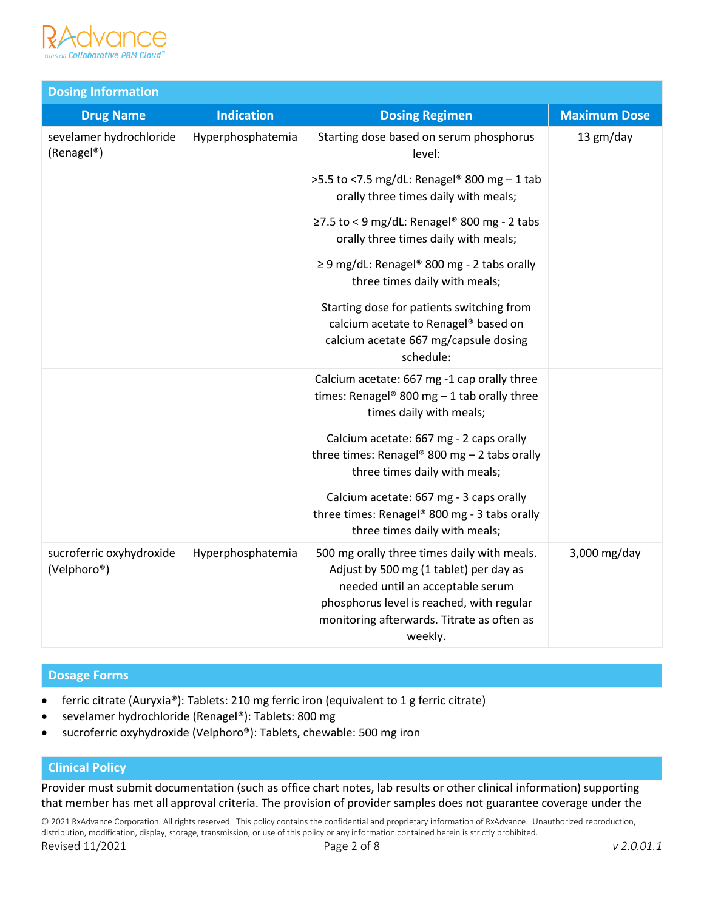## Dosing Information

| Drug Name | Indication | Dosing Regimen | Maximum Dose |
|---|---|---|---|
| sevelamer hydrochloride (Renagel®) | Hyperphosphatemia | Starting dose based on serum phosphorus level:<br><br>>5.5 to <7.5 mg/dL: Renagel® 800 mg – 1 tab orally three times daily with meals;<br><br>≥7.5 to < 9 mg/dL: Renagel® 800 mg - 2 tabs orally three times daily with meals;<br><br>≥ 9 mg/dL: Renagel® 800 mg - 2 tabs orally three times daily with meals;<br><br>Starting dose for patients switching from calcium acetate to Renagel® based on calcium acetate 667 mg/capsule dosing schedule: | 13 gm/day |
| | | Calcium acetate: 667 mg -1 cap orally three times: Renagel® 800 mg – 1 tab orally three times daily with meals;<br><br>Calcium acetate: 667 mg - 2 caps orally three times: Renagel® 800 mg – 2 tabs orally three times daily with meals;<br><br>Calcium acetate: 667 mg - 3 caps orally three times: Renagel® 800 mg - 3 tabs orally three times daily with meals; | |
| sucroferric oxyhydroxide (Velphoro®) | Hyperphosphatemia | 500 mg orally three times daily with meals. Adjust by 500 mg (1 tablet) per day as needed until an acceptable serum phosphorus level is reached, with regular monitoring afterwards. Titrate as often as weekly. | 3,000 mg/day |

## Dosage Forms

- ferric citrate (Auryxia®): Tablets: 210 mg ferric iron (equivalent to 1 g ferric citrate)
- sevelamer hydrochloride (Renagel®): Tablets: 800 mg
- sucroferric oxyhydroxide (Velphoro®): Tablets, chewable: 500 mg iron

## Clinical Policy

Provider must submit documentation (such as office chart notes, lab results or other clinical information) supporting that member has met all approval criteria. The provision of provider samples does not guarantee coverage under the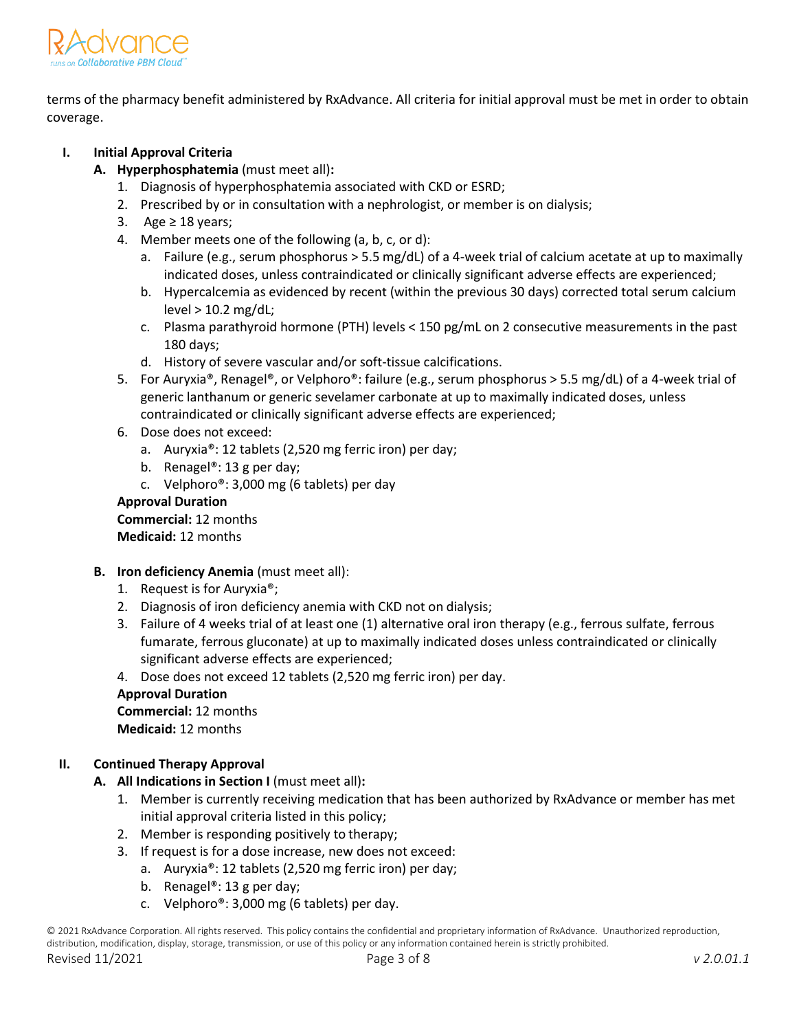terms of the pharmacy benefit administered by RxAdvance. All criteria for initial approval must be met in order to obtain coverage.

## I. Initial Approval Criteria

### A. Hyperphosphatemia (must meet all):

1. Diagnosis of hyperphosphatemia associated with CKD or ESRD;
2. Prescribed by or in consultation with a nephrologist, or member is on dialysis;
3. Age ≥ 18 years;
4. Member meets one of the following (a, b, c, or d):
   a. Failure (e.g., serum phosphorus > 5.5 mg/dL) of a 4-week trial of calcium acetate at up to maximally indicated doses, unless contraindicated or clinically significant adverse effects are experienced;
   b. Hypercalcemia as evidenced by recent (within the previous 30 days) corrected total serum calcium level > 10.2 mg/dL;
   c. Plasma parathyroid hormone (PTH) levels < 150 pg/mL on 2 consecutive measurements in the past 180 days;
   d. History of severe vascular and/or soft-tissue calcifications.
5. For Auryxia®, Renagel®, or Velphoro®: failure (e.g., serum phosphorus > 5.5 mg/dL) of a 4-week trial of generic lanthanum or generic sevelamer carbonate at up to maximally indicated doses, unless contraindicated or clinically significant adverse effects are experienced;
6. Dose does not exceed:
   a. Auryxia®: 12 tablets (2,520 mg ferric iron) per day;
   b. Renagel®: 13 g per day;
   c. Velphoro®: 3,000 mg (6 tablets) per day

**Approval Duration**
**Commercial:** 12 months
**Medicaid:** 12 months

### B. Iron deficiency Anemia (must meet all):

1. Request is for Auryxia®;
2. Diagnosis of iron deficiency anemia with CKD not on dialysis;
3. Failure of 4 weeks trial of at least one (1) alternative oral iron therapy (e.g., ferrous sulfate, ferrous fumarate, ferrous gluconate) at up to maximally indicated doses unless contraindicated or clinically significant adverse effects are experienced;
4. Dose does not exceed 12 tablets (2,520 mg ferric iron) per day.

**Approval Duration**
**Commercial:** 12 months
**Medicaid:** 12 months

## II. Continued Therapy Approval

### A. All Indications in Section I (must meet all):

1. Member is currently receiving medication that has been authorized by RxAdvance or member has met initial approval criteria listed in this policy;
2. Member is responding positively to therapy;
3. If request is for a dose increase, new does not exceed:
   a. Auryxia®: 12 tablets (2,520 mg ferric iron) per day;
   b. Renagel®: 13 g per day;
   c. Velphoro®: 3,000 mg (6 tablets) per day.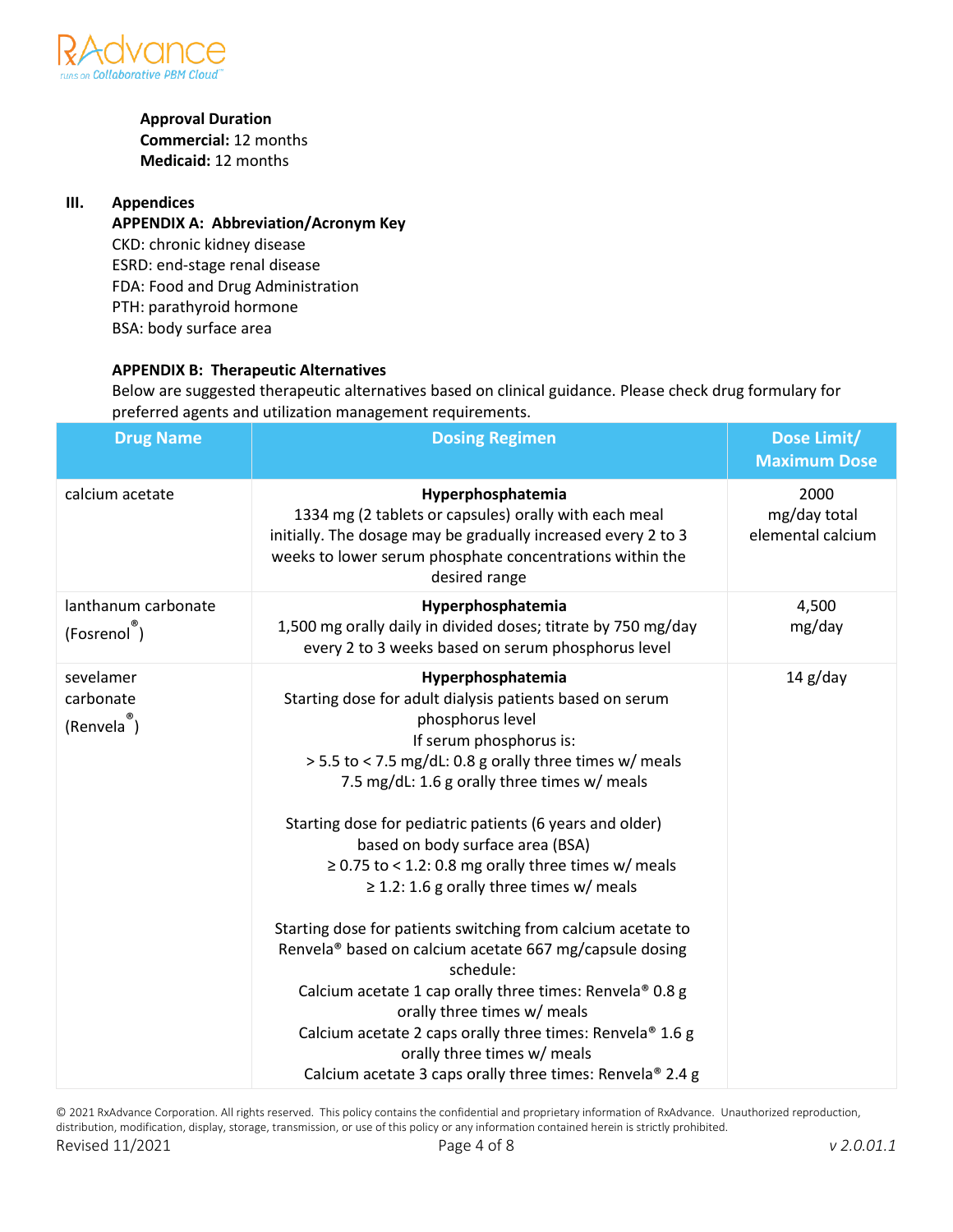**Approval Duration**
**Commercial:** 12 months
**Medicaid:** 12 months

## III. Appendices

### APPENDIX A: Abbreviation/Acronym Key

CKD: chronic kidney disease
ESRD: end-stage renal disease
FDA: Food and Drug Administration
PTH: parathyroid hormone
BSA: body surface area

### APPENDIX B: Therapeutic Alternatives

Below are suggested therapeutic alternatives based on clinical guidance. Please check drug formulary for preferred agents and utilization management requirements.

| Drug Name | Dosing Regimen | Dose Limit/ Maximum Dose |
|---|---|---|
| calcium acetate | **Hyperphosphatemia**<br>1334 mg (2 tablets or capsules) orally with each meal initially. The dosage may be gradually increased every 2 to 3 weeks to lower serum phosphate concentrations within the desired range | 2000 mg/day total elemental calcium |
| lanthanum carbonate (Fosrenol®) | **Hyperphosphatemia**<br>1,500 mg orally daily in divided doses; titrate by 750 mg/day every 2 to 3 weeks based on serum phosphorus level | 4,500 mg/day |
| sevelamer carbonate (Renvela®) | **Hyperphosphatemia**<br>Starting dose for adult dialysis patients based on serum phosphorus level<br>If serum phosphorus is:<br>> 5.5 to < 7.5 mg/dL: 0.8 g orally three times w/ meals<br>7.5 mg/dL: 1.6 g orally three times w/ meals<br><br>Starting dose for pediatric patients (6 years and older) based on body surface area (BSA)<br>≥ 0.75 to < 1.2: 0.8 mg orally three times w/ meals<br>≥ 1.2: 1.6 g orally three times w/ meals<br><br>Starting dose for patients switching from calcium acetate to Renvela® based on calcium acetate 667 mg/capsule dosing schedule:<br>Calcium acetate 1 cap orally three times: Renvela® 0.8 g orally three times w/ meals<br>Calcium acetate 2 caps orally three times: Renvela® 1.6 g orally three times w/ meals<br>Calcium acetate 3 caps orally three times: Renvela® 2.4 g | 14 g/day |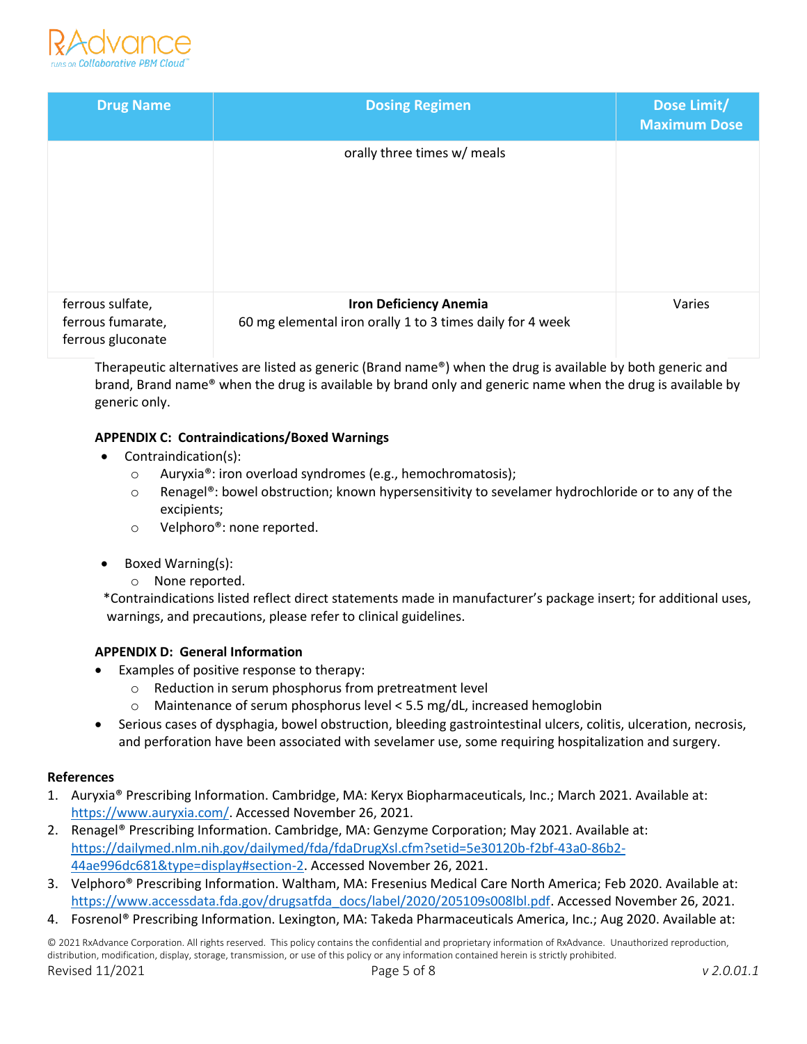| Drug Name | Dosing Regimen | Dose Limit/ Maximum Dose |
|---|---|---|
| | orally three times w/ meals | |
| ferrous sulfate, ferrous fumarate, ferrous gluconate | **Iron Deficiency Anemia**<br>60 mg elemental iron orally 1 to 3 times daily for 4 week | Varies |

Therapeutic alternatives are listed as generic (Brand name®) when the drug is available by both generic and brand, Brand name® when the drug is available by brand only and generic name when the drug is available by generic only.

**APPENDIX C: Contraindications/Boxed Warnings**

- Contraindication(s):
  - Auryxia®: iron overload syndromes (e.g., hemochromatosis);
  - Renagel®: bowel obstruction; known hypersensitivity to sevelamer hydrochloride or to any of the excipients;
  - Velphoro®: none reported.
- Boxed Warning(s):
  - None reported.

*Contraindications listed reflect direct statements made in manufacturer's package insert; for additional uses, warnings, and precautions, please refer to clinical guidelines.

**APPENDIX D: General Information**

- Examples of positive response to therapy:
  - Reduction in serum phosphorus from pretreatment level
  - Maintenance of serum phosphorus level < 5.5 mg/dL, increased hemoglobin
- Serious cases of dysphagia, bowel obstruction, bleeding gastrointestinal ulcers, colitis, ulceration, necrosis, and perforation have been associated with sevelamer use, some requiring hospitalization and surgery.

**References**

1. Auryxia® Prescribing Information. Cambridge, MA: Keryx Biopharmaceuticals, Inc.; March 2021. Available at: https://www.auryxia.com/. Accessed November 26, 2021.
2. Renagel® Prescribing Information. Cambridge, MA: Genzyme Corporation; May 2021. Available at: https://dailymed.nlm.nih.gov/dailymed/fda/fdaDrugXsl.cfm?setid=5e30120b-f2bf-43a0-86b2-44ae996dc681&type=display#section-2. Accessed November 26, 2021.
3. Velphoro® Prescribing Information. Waltham, MA: Fresenius Medical Care North America; Feb 2020. Available at: https://www.accessdata.fda.gov/drugsatfda_docs/label/2020/205109s008lbl.pdf. Accessed November 26, 2021.
4. Fosrenol® Prescribing Information. Lexington, MA: Takeda Pharmaceuticals America, Inc.; Aug 2020. Available at: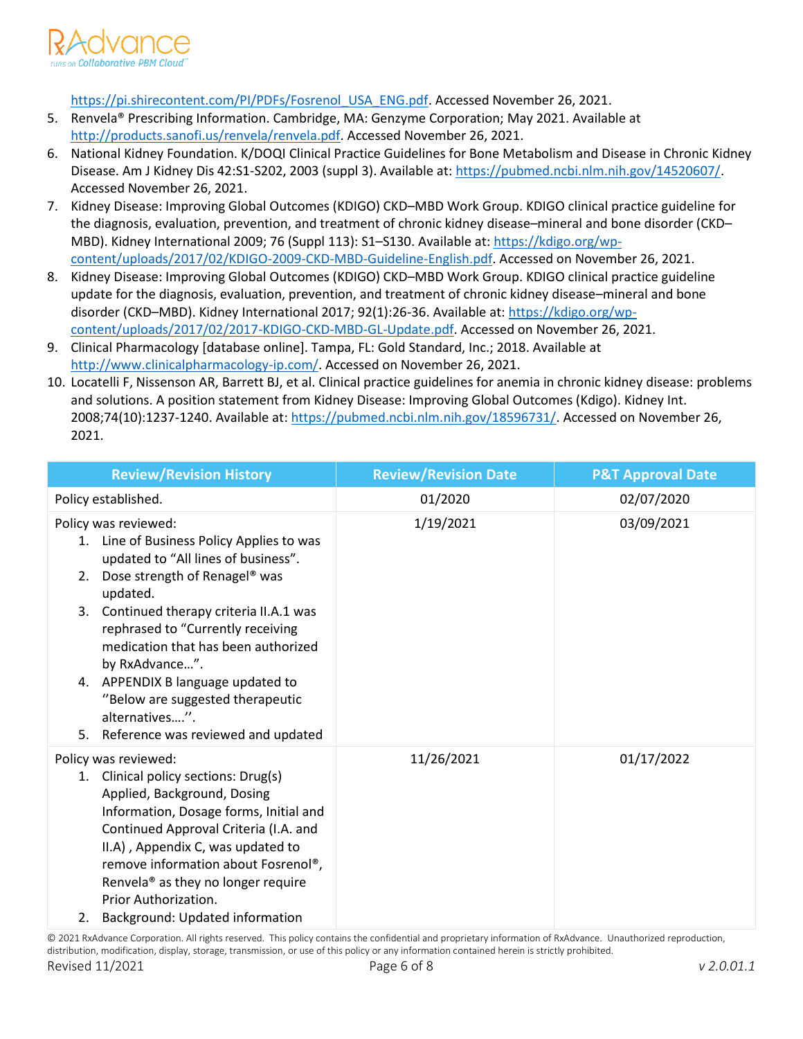https://pi.shirecontent.com/PI/PDFs/Fosrenol_USA_ENG.pdf. Accessed November 26, 2021.

5. Renvela® Prescribing Information. Cambridge, MA: Genzyme Corporation; May 2021. Available at http://products.sanofi.us/renvela/renvela.pdf. Accessed November 26, 2021.
6. National Kidney Foundation. K/DOQI Clinical Practice Guidelines for Bone Metabolism and Disease in Chronic Kidney Disease. Am J Kidney Dis 42:S1-S202, 2003 (suppl 3). Available at: https://pubmed.ncbi.nlm.nih.gov/14520607/. Accessed November 26, 2021.
7. Kidney Disease: Improving Global Outcomes (KDIGO) CKD–MBD Work Group. KDIGO clinical practice guideline for the diagnosis, evaluation, prevention, and treatment of chronic kidney disease–mineral and bone disorder (CKD–MBD). Kidney International 2009; 76 (Suppl 113): S1–S130. Available at: https://kdigo.org/wp-content/uploads/2017/02/KDIGO-2009-CKD-MBD-Guideline-English.pdf. Accessed on November 26, 2021.
8. Kidney Disease: Improving Global Outcomes (KDIGO) CKD–MBD Work Group. KDIGO clinical practice guideline update for the diagnosis, evaluation, prevention, and treatment of chronic kidney disease–mineral and bone disorder (CKD–MBD). Kidney International 2017; 92(1):26-36. Available at: https://kdigo.org/wp-content/uploads/2017/02/2017-KDIGO-CKD-MBD-GL-Update.pdf. Accessed on November 26, 2021.
9. Clinical Pharmacology [database online]. Tampa, FL: Gold Standard, Inc.; 2018. Available at http://www.clinicalpharmacology-ip.com/. Accessed on November 26, 2021.
10. Locatelli F, Nissenson AR, Barrett BJ, et al. Clinical practice guidelines for anemia in chronic kidney disease: problems and solutions. A position statement from Kidney Disease: Improving Global Outcomes (Kdigo). Kidney Int. 2008;74(10):1237-1240. Available at: https://pubmed.ncbi.nlm.nih.gov/18596731/. Accessed on November 26, 2021.

| Review/Revision History | Review/Revision Date | P&T Approval Date |
|---|---|---|
| Policy established. | 01/2020 | 02/07/2020 |
| Policy was reviewed:<br>1. Line of Business Policy Applies to was updated to "All lines of business".<br>2. Dose strength of Renagel® was updated.<br>3. Continued therapy criteria II.A.1 was rephrased to "Currently receiving medication that has been authorized by RxAdvance…".<br>4. APPENDIX B language updated to ''Below are suggested therapeutic alternatives….''.<br>5. Reference was reviewed and updated | 1/19/2021 | 03/09/2021 |
| Policy was reviewed:<br>1. Clinical policy sections: Drug(s) Applied, Background, Dosing Information, Dosage forms, Initial and Continued Approval Criteria (I.A. and II.A) , Appendix C, was updated to remove information about Fosrenol®, Renvela® as they no longer require Prior Authorization.<br>2. Background: Updated information | 11/26/2021 | 01/17/2022 |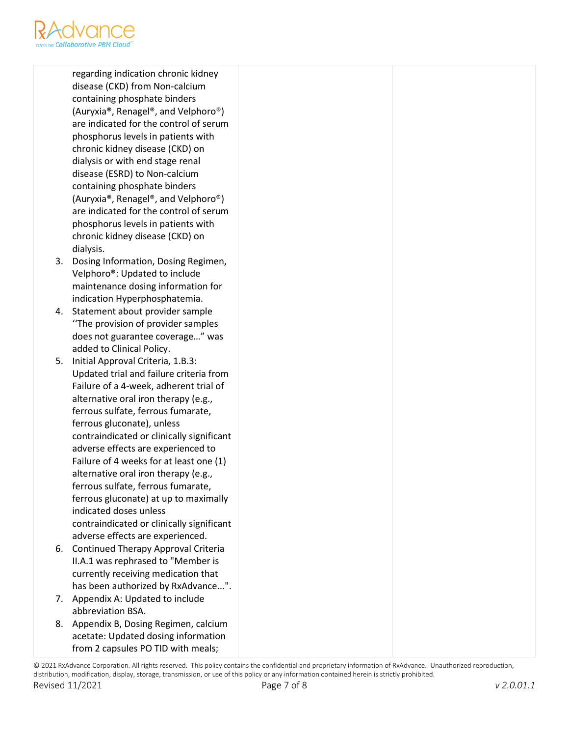| | | |
|---|---|---|
| regarding indication chronic kidney disease (CKD) from Non-calcium containing phosphate binders (Auryxia®, Renagel®, and Velphoro®) are indicated for the control of serum phosphorus levels in patients with chronic kidney disease (CKD) on dialysis or with end stage renal disease (ESRD) to Non-calcium containing phosphate binders (Auryxia®, Renagel®, and Velphoro®) are indicated for the control of serum phosphorus levels in patients with chronic kidney disease (CKD) on dialysis.<br>3. Dosing Information, Dosing Regimen, Velphoro®: Updated to include maintenance dosing information for indication Hyperphosphatemia.<br>4. Statement about provider sample ''The provision of provider samples does not guarantee coverage…" was added to Clinical Policy.<br>5. Initial Approval Criteria, 1.B.3: Updated trial and failure criteria from Failure of a 4-week, adherent trial of alternative oral iron therapy (e.g., ferrous sulfate, ferrous fumarate, ferrous gluconate), unless contraindicated or clinically significant adverse effects are experienced to Failure of 4 weeks for at least one (1) alternative oral iron therapy (e.g., ferrous sulfate, ferrous fumarate, ferrous gluconate) at up to maximally indicated doses unless contraindicated or clinically significant adverse effects are experienced.<br>6. Continued Therapy Approval Criteria II.A.1 was rephrased to "Member is currently receiving medication that has been authorized by RxAdvance...".<br>7. Appendix A: Updated to include abbreviation BSA.<br>8. Appendix B, Dosing Regimen, calcium acetate: Updated dosing information from 2 capsules PO TID with meals; | | |

© 2021 RxAdvance Corporation. All rights reserved. This policy contains the confidential and proprietary information of RxAdvance. Unauthorized reproduction, distribution, modification, display, storage, transmission, or use of this policy or any information contained herein is strictly prohibited.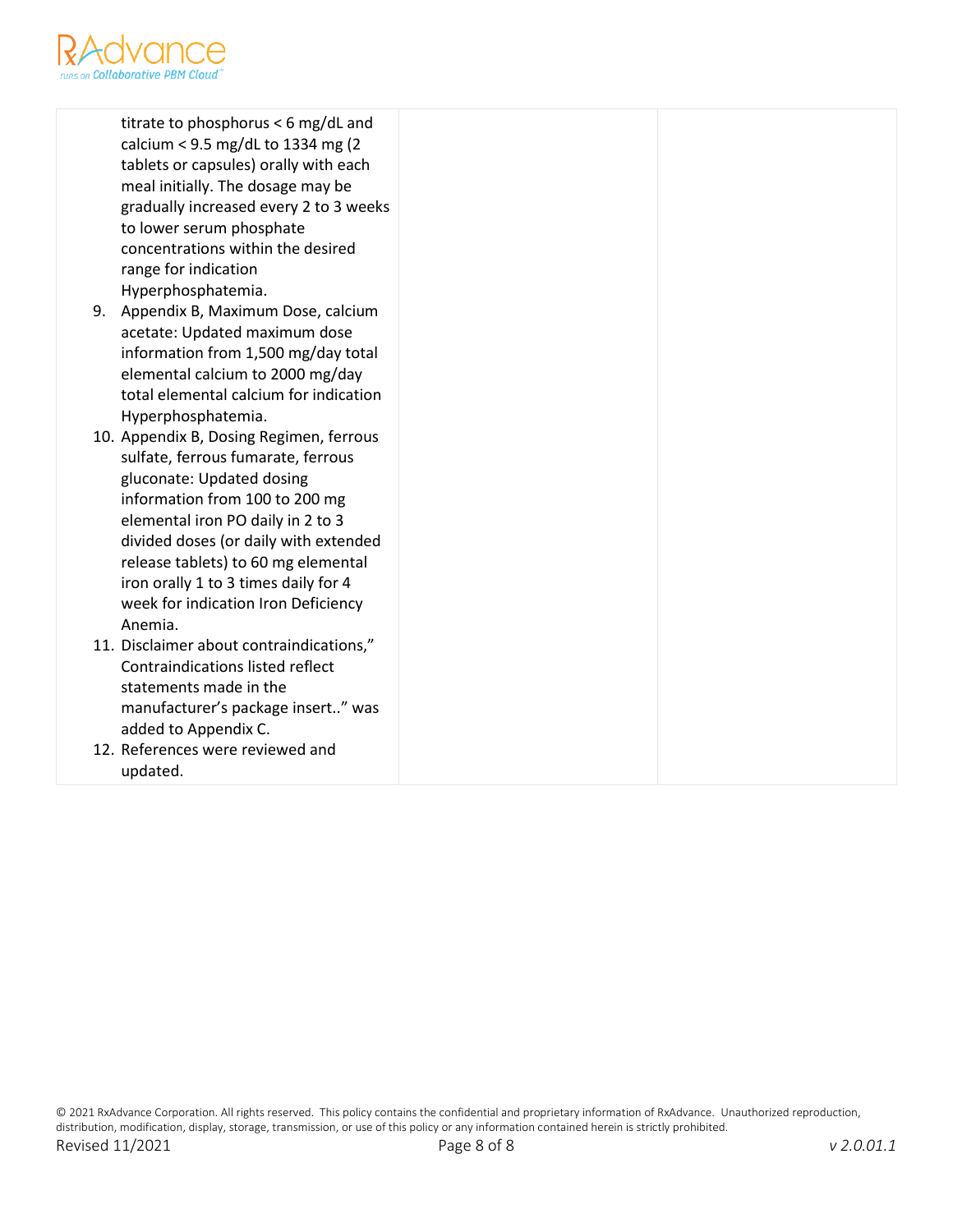| | | |
|---|---|---|
| titrate to phosphorus < 6 mg/dL and calcium < 9.5 mg/dL to 1334 mg (2 tablets or capsules) orally with each meal initially. The dosage may be gradually increased every 2 to 3 weeks to lower serum phosphate concentrations within the desired range for indication Hyperphosphatemia.<br>9. Appendix B, Maximum Dose, calcium acetate: Updated maximum dose information from 1,500 mg/day total elemental calcium to 2000 mg/day total elemental calcium for indication Hyperphosphatemia.<br>10. Appendix B, Dosing Regimen, ferrous sulfate, ferrous fumarate, ferrous gluconate: Updated dosing information from 100 to 200 mg elemental iron PO daily in 2 to 3 divided doses (or daily with extended release tablets) to 60 mg elemental iron orally 1 to 3 times daily for 4 week for indication Iron Deficiency Anemia.<br>11. Disclaimer about contraindications," Contraindications listed reflect statements made in the manufacturer's package insert.." was added to Appendix C.<br>12. References were reviewed and updated. | | |

© 2021 RxAdvance Corporation. All rights reserved. This policy contains the confidential and proprietary information of RxAdvance. Unauthorized reproduction, distribution, modification, display, storage, transmission, or use of this policy or any information contained herein is strictly prohibited.

Revised 11/2021

*v 2.0.01.1*